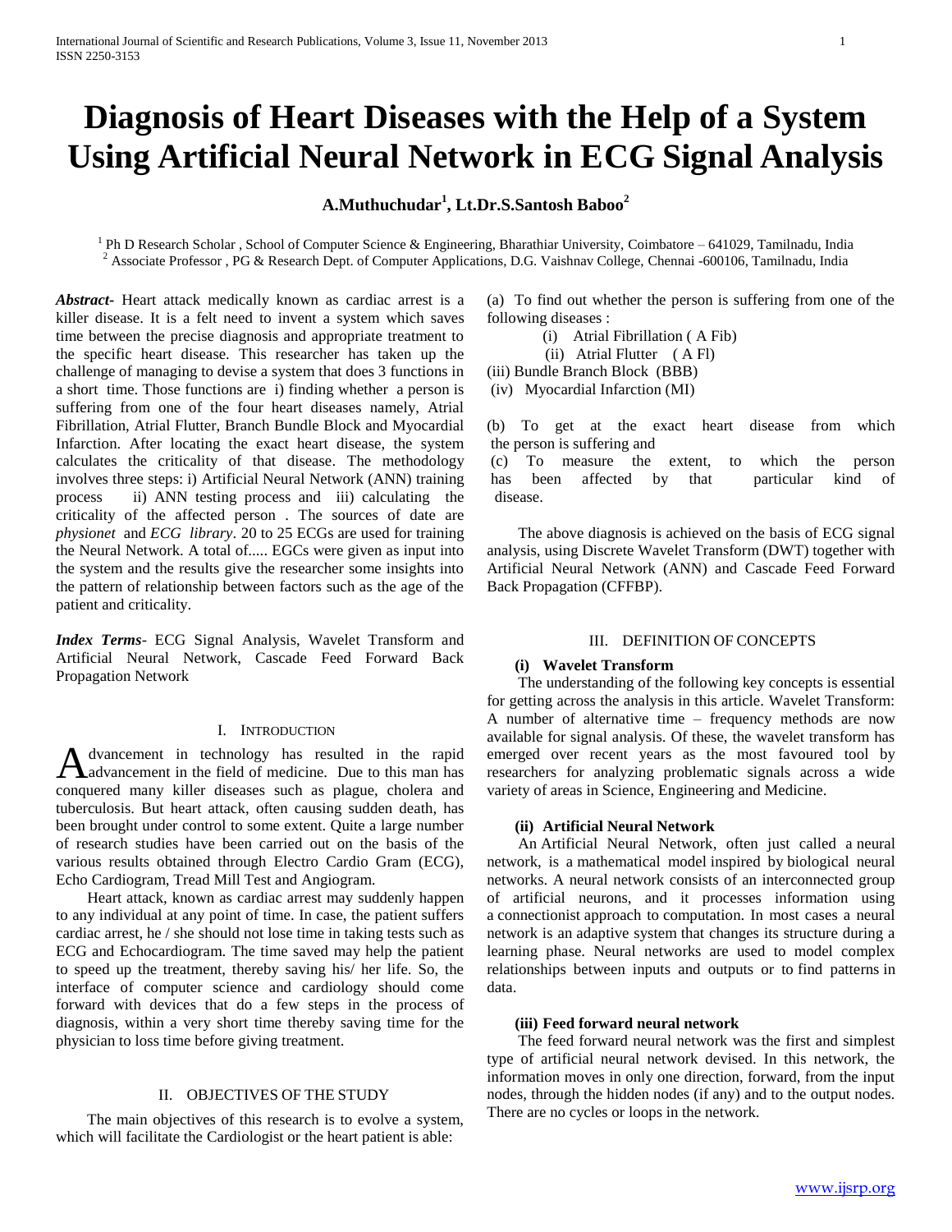# Diagnosis of Heart Diseases with the Help of a System Using Artificial Neural Network in ECG Signal Analysis

**A.Muthuchudar[1], Lt.Dr.S.Santosh Baboo[2]**

[1] Ph D Research Scholar , School of Computer Science & Engineering, Bharathiar University, Coimbatore – 641029, Tamilnadu, India
[2] Associate Professor , PG & Research Dept. of Computer Applications, D.G. Vaishnav College, Chennai -600106, Tamilnadu, India

***Abstract***- Heart attack medically known as cardiac arrest is a killer disease. It is a felt need to invent a system which saves time between the precise diagnosis and appropriate treatment to the specific heart disease. This researcher has taken up the challenge of managing to devise a system that does 3 functions in a short time. Those functions are i) finding whether a person is suffering from one of the four heart diseases namely, Atrial Fibrillation, Atrial Flutter, Branch Bundle Block and Myocardial Infarction. After locating the exact heart disease, the system calculates the criticality of that disease. The methodology involves three steps: i) Artificial Neural Network (ANN) training process ii) ANN testing process and iii) calculating the criticality of the affected person . The sources of date are *physionet* and *ECG library*. 20 to 25 ECGs are used for training the Neural Network. A total of..... EGCs were given as input into the system and the results give the researcher some insights into the pattern of relationship between factors such as the age of the patient and criticality.

***Index Terms***- ECG Signal Analysis, Wavelet Transform and Artificial Neural Network, Cascade Feed Forward Back Propagation Network

## I. Introduction

Advancement in technology has resulted in the rapid advancement in the field of medicine. Due to this man has conquered many killer diseases such as plague, cholera and tuberculosis. But heart attack, often causing sudden death, has been brought under control to some extent. Quite a large number of research studies have been carried out on the basis of the various results obtained through Electro Cardio Gram (ECG), Echo Cardiogram, Tread Mill Test and Angiogram.

Heart attack, known as cardiac arrest may suddenly happen to any individual at any point of time. In case, the patient suffers cardiac arrest, he / she should not lose time in taking tests such as ECG and Echocardiogram. The time saved may help the patient to speed up the treatment, thereby saving his/ her life. So, the interface of computer science and cardiology should come forward with devices that do a few steps in the process of diagnosis, within a very short time thereby saving time for the physician to loss time before giving treatment.

## II. Objectives of the Study

The main objectives of this research is to evolve a system, which will facilitate the Cardiologist or the heart patient is able:

(a) To find out whether the person is suffering from one of the following diseases :

(i) Atrial Fibrillation ( A Fib)
(ii) Atrial Flutter ( A Fl)
(iii) Bundle Branch Block (BBB)
(iv) Myocardial Infarction (MI)

(b) To get at the exact heart disease from which the person is suffering and

(c) To measure the extent, to which the person has been affected by that particular kind of disease.

The above diagnosis is achieved on the basis of ECG signal analysis, using Discrete Wavelet Transform (DWT) together with Artificial Neural Network (ANN) and Cascade Feed Forward Back Propagation (CFFBP).

## III. Definition of Concepts

### (i) Wavelet Transform

The understanding of the following key concepts is essential for getting across the analysis in this article. Wavelet Transform: A number of alternative time – frequency methods are now available for signal analysis. Of these, the wavelet transform has emerged over recent years as the most favoured tool by researchers for analyzing problematic signals across a wide variety of areas in Science, Engineering and Medicine.

### (ii) Artificial Neural Network

An Artificial Neural Network, often just called a neural network, is a mathematical model inspired by biological neural networks. A neural network consists of an interconnected group of artificial neurons, and it processes information using a connectionist approach to computation. In most cases a neural network is an adaptive system that changes its structure during a learning phase. Neural networks are used to model complex relationships between inputs and outputs or to find patterns in data.

### (iii) Feed forward neural network

The feed forward neural network was the first and simplest type of artificial neural network devised. In this network, the information moves in only one direction, forward, from the input nodes, through the hidden nodes (if any) and to the output nodes. There are no cycles or loops in the network.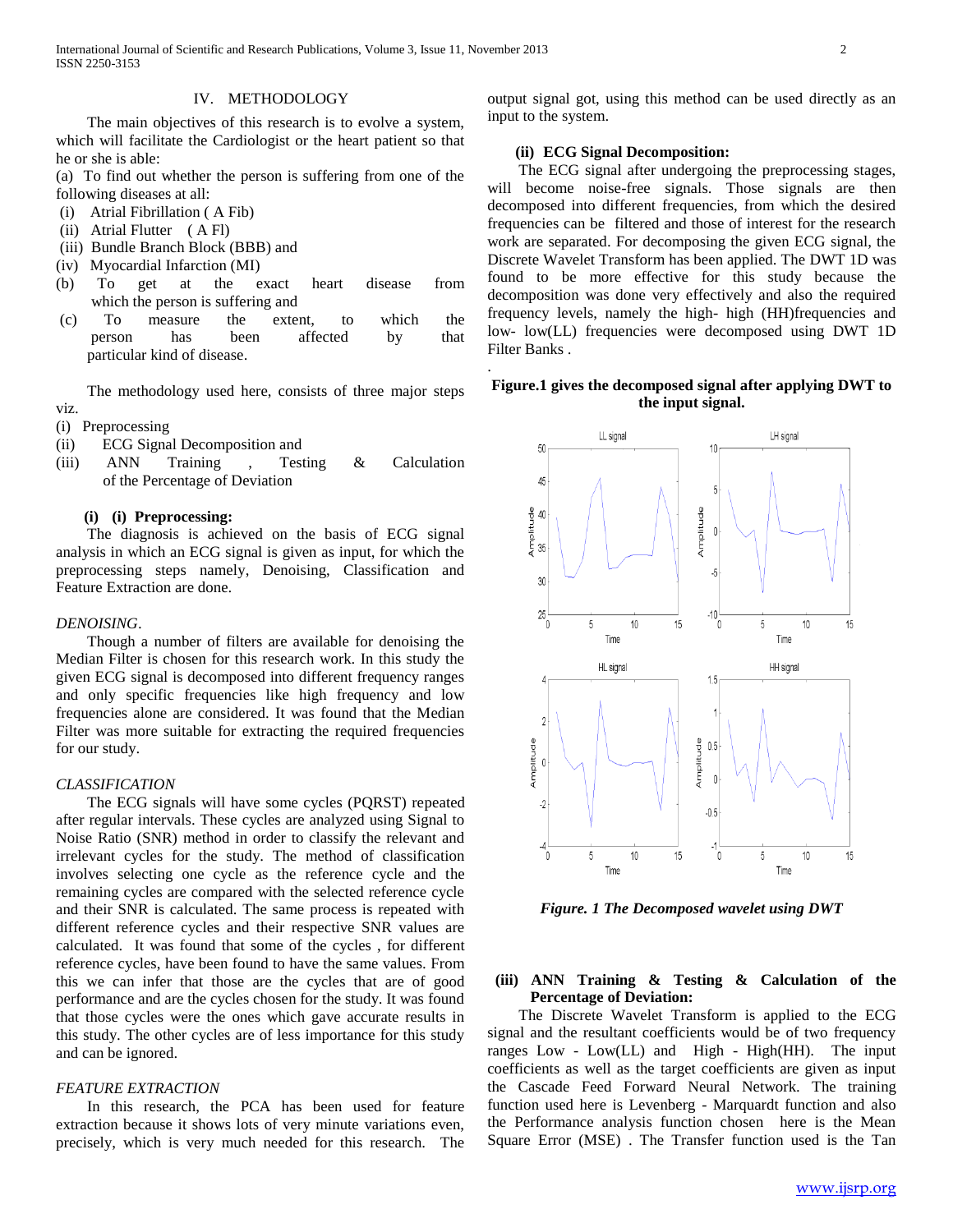## IV. METHODOLOGY

The main objectives of this research is to evolve a system, which will facilitate the Cardiologist or the heart patient so that he or she is able:

(a) To find out whether the person is suffering from one of the following diseases at all:

- (i) Atrial Fibrillation ( A Fib)
- (ii) Atrial Flutter ( A Fl)
- (iii) Bundle Branch Block (BBB) and
- (iv) Myocardial Infarction (MI)

(b) To get at the exact heart disease from which the person is suffering and

(c) To measure the extent, to which the person has been affected by that particular kind of disease.

The methodology used here, consists of three major steps viz.

- (i) Preprocessing
- (ii) ECG Signal Decomposition and
- (iii) ANN Training , Testing & Calculation of the Percentage of Deviation

### (i) (i) Preprocessing:

The diagnosis is achieved on the basis of ECG signal analysis in which an ECG signal is given as input, for which the preprocessing steps namely, Denoising, Classification and Feature Extraction are done.

*DENOISING*.

Though a number of filters are available for denoising the Median Filter is chosen for this research work. In this study the given ECG signal is decomposed into different frequency ranges and only specific frequencies like high frequency and low frequencies alone are considered. It was found that the Median Filter was more suitable for extracting the required frequencies for our study.

*CLASSIFICATION*

The ECG signals will have some cycles (PQRST) repeated after regular intervals. These cycles are analyzed using Signal to Noise Ratio (SNR) method in order to classify the relevant and irrelevant cycles for the study. The method of classification involves selecting one cycle as the reference cycle and the remaining cycles are compared with the selected reference cycle and their SNR is calculated. The same process is repeated with different reference cycles and their respective SNR values are calculated. It was found that some of the cycles , for different reference cycles, have been found to have the same values. From this we can infer that those are the cycles that are of good performance and are the cycles chosen for the study. It was found that those cycles were the ones which gave accurate results in this study. The other cycles are of less importance for this study and can be ignored.

*FEATURE EXTRACTION*

In this research, the PCA has been used for feature extraction because it shows lots of very minute variations even, precisely, which is very much needed for this research. The output signal got, using this method can be used directly as an input to the system.

### (ii) ECG Signal Decomposition:

The ECG signal after undergoing the preprocessing stages, will become noise-free signals. Those signals are then decomposed into different frequencies, from which the desired frequencies can be filtered and those of interest for the research work are separated. For decomposing the given ECG signal, the Discrete Wavelet Transform has been applied. The DWT 1D was found to be more effective for this study because the decomposition was done very effectively and also the required frequency levels, namely the high- high (HH)frequencies and low- low(LL) frequencies were decomposed using DWT 1D Filter Banks .

.

**Figure.1 gives the decomposed signal after applying DWT to the input signal.**

*Figure. 1 The Decomposed wavelet using DWT*

### (iii) ANN Training & Testing & Calculation of the Percentage of Deviation:

The Discrete Wavelet Transform is applied to the ECG signal and the resultant coefficients would be of two frequency ranges Low - Low(LL) and High - High(HH). The input coefficients as well as the target coefficients are given as input the Cascade Feed Forward Neural Network. The training function used here is Levenberg - Marquardt function and also the Performance analysis function chosen here is the Mean Square Error (MSE) . The Transfer function used is the Tan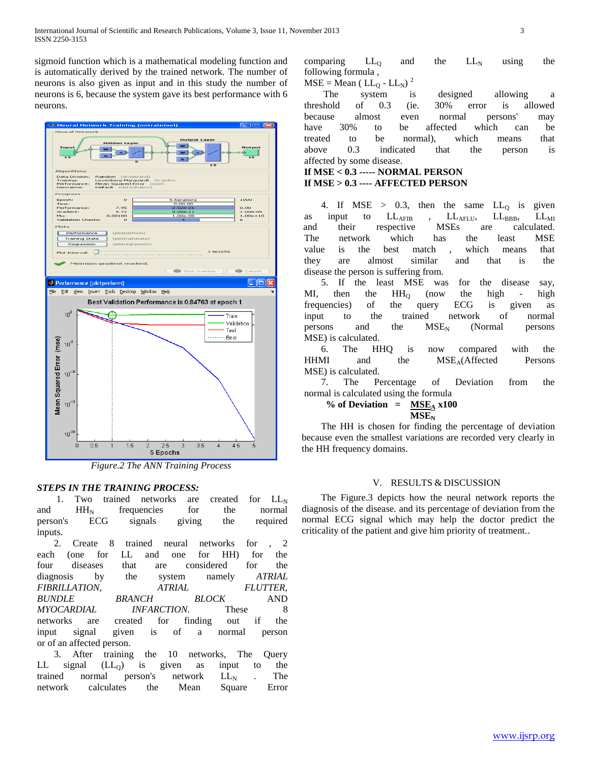sigmoid function which is a mathematical modeling function and is automatically derived by the trained network. The number of neurons is also given as input and in this study the number of neurons is 6, because the system gave its best performance with 6 neurons.

*Figure.2 The ANN Training Process*

***STEPS IN THE TRAINING PROCESS:***

1. Two trained networks are created for $LL_N$ and $HH_N$ frequencies for the normal person's ECG signals giving the required inputs.
2. Create 8 trained neural networks for , 2 each (one for LL and one for HH) for the four diseases that are considered for the diagnosis by the system namely *ATRIAL FIBRILLATION, ATRIAL FLUTTER, BUNDLE BRANCH BLOCK AND MYOCARDIAL INFARCTION.* These 8 networks are created for finding out if the input signal given is of a normal person or of an affected person.
3. After training the 10 networks, The Query LL signal ($LL_Q$) is given as input to the trained normal person's network $LL_N$ . The network calculates the Mean Square Error comparing $LL_Q$ and the $LL_N$ using the following formula ,

$MSE = Mean\ (LL_Q - LL_N)^2$

The system is designed allowing a threshold of 0.3 (ie. 30% error is allowed because almost even normal persons' may have 30% to be affected which can be treated to be normal), which means that above 0.3 indicated that the person is affected by some disease.

**If MSE < 0.3 ----- NORMAL PERSON**
**If MSE > 0.3 ---- AFFECTED PERSON**

4. If MSE > 0.3, then the same $LL_Q$ is given as input to $LL_{AFIB}$ , $LL_{AFLU}$, $LL_{BBB}$, $LL_{MI}$ and their respective MSEs are calculated. The network which has the least MSE value is the best match , which means that they are almost similar and that is the disease the person is suffering from.
5. If the least MSE was for the disease say, MI, then the $HH_Q$ (now the high - high frequencies) of the query ECG is given as input to the trained network of normal persons and the $MSE_N$ (Normal persons MSE) is calculated.
6. The HHQ is now compared with the HHMI and the $MSE_A$(Affected Persons MSE) is calculated.
7. The Percentage of Deviation from the normal is calculated using the formula

$$\textbf{\% of Deviation} = \frac{MSE_A}{MSE_N} \times 100$$

The HH is chosen for finding the percentage of deviation because even the smallest variations are recorded very clearly in the HH frequency domains.

## V. RESULTS & DISCUSSION

The Figure.3 depicts how the neural network reports the diagnosis of the disease. and its percentage of deviation from the normal ECG signal which may help the doctor predict the criticality of the patient and give him priority of treatment..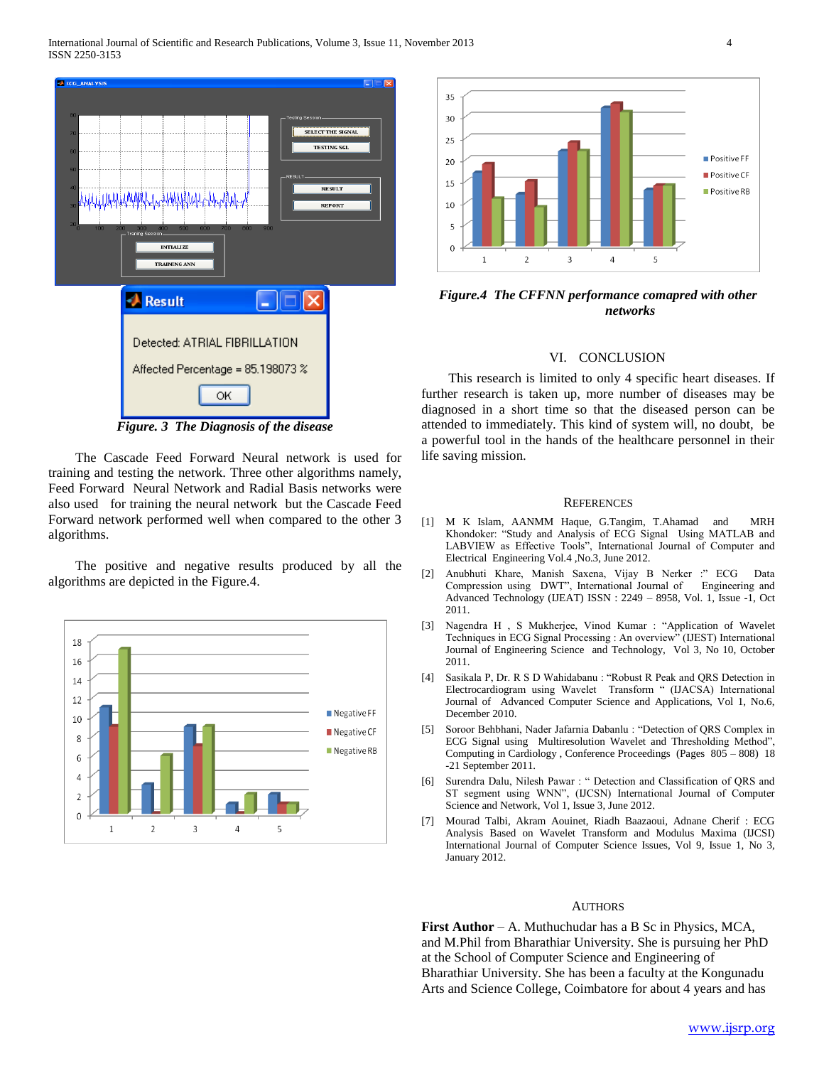Figure. 3 The Diagnosis of the disease

The Cascade Feed Forward Neural network is used for training and testing the network. Three other algorithms namely, Feed Forward Neural Network and Radial Basis networks were also used for training the neural network but the Cascade Feed Forward network performed well when compared to the other 3 algorithms.

The positive and negative results produced by all the algorithms are depicted in the Figure.4.

*Figure.4 The CFFNN performance comapred with other networks*

## VI. CONCLUSION

This research is limited to only 4 specific heart diseases. If further research is taken up, more number of diseases may be diagnosed in a short time so that the diseased person can be attended to immediately. This kind of system will, no doubt, be a powerful tool in the hands of the healthcare personnel in their life saving mission.

## REFERENCES

[1] M K Islam, AANMM Haque, G.Tangim, T.Ahamad and MRH Khondoker: "Study and Analysis of ECG Signal Using MATLAB and LABVIEW as Effective Tools", International Journal of Computer and Electrical Engineering Vol.4 ,No.3, June 2012.

[2] Anubhuti Khare, Manish Saxena, Vijay B Nerker :" ECG Data Compression using DWT", International Journal of Engineering and Advanced Technology (IJEAT) ISSN : 2249 – 8958, Vol. 1, Issue -1, Oct 2011.

[3] Nagendra H , S Mukherjee, Vinod Kumar : "Application of Wavelet Techniques in ECG Signal Processing : An overview" (IJEST) International Journal of Engineering Science and Technology, Vol 3, No 10, October 2011.

[4] Sasikala P, Dr. R S D Wahidabanu : "Robust R Peak and QRS Detection in Electrocardiogram using Wavelet Transform " (IJACSA) International Journal of Advanced Computer Science and Applications, Vol 1, No.6, December 2010.

[5] Soroor Behbhani, Nader Jafarnia Dabanlu : "Detection of QRS Complex in ECG Signal using Multiresolution Wavelet and Thresholding Method", Computing in Cardiology , Conference Proceedings (Pages 805 – 808) 18 -21 September 2011.

[6] Surendra Dalu, Nilesh Pawar : " Detection and Classification of QRS and ST segment using WNN", (IJCSN) International Journal of Computer Science and Network, Vol 1, Issue 3, June 2012.

[7] Mourad Talbi, Akram Aouinet, Riadh Baazaoui, Adnane Cherif : ECG Analysis Based on Wavelet Transform and Modulus Maxima (IJCSI) International Journal of Computer Science Issues, Vol 9, Issue 1, No 3, January 2012.

## AUTHORS

**First Author** – A. Muthuchudar has a B Sc in Physics, MCA, and M.Phil from Bharathiar University. She is pursuing her PhD at the School of Computer Science and Engineering of Bharathiar University. She has been a faculty at the Kongunadu Arts and Science College, Coimbatore for about 4 years and has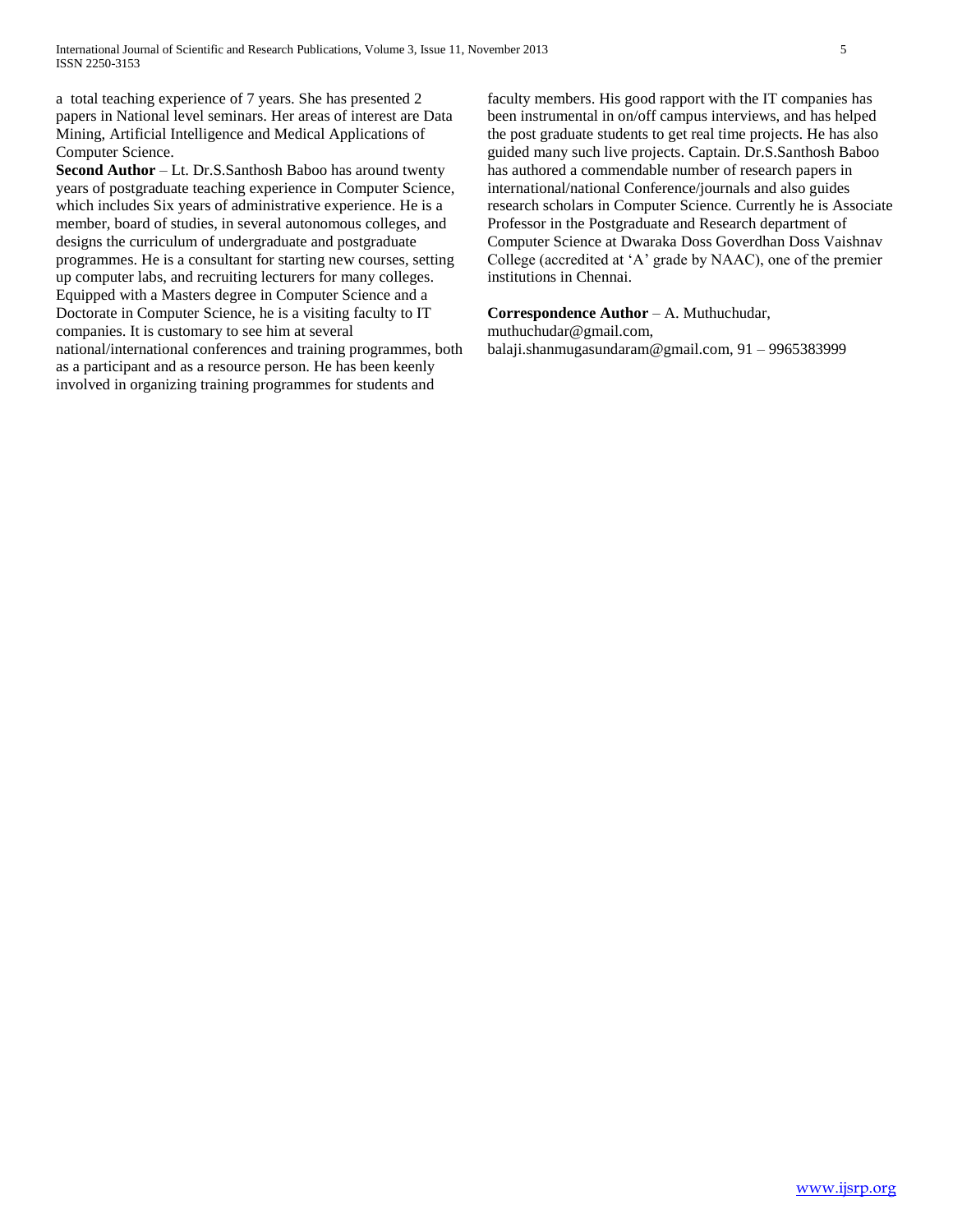a total teaching experience of 7 years. She has presented 2 papers in National level seminars. Her areas of interest are Data Mining, Artificial Intelligence and Medical Applications of Computer Science.

**Second Author** – Lt. Dr.S.Santhosh Baboo has around twenty years of postgraduate teaching experience in Computer Science, which includes Six years of administrative experience. He is a member, board of studies, in several autonomous colleges, and designs the curriculum of undergraduate and postgraduate programmes. He is a consultant for starting new courses, setting up computer labs, and recruiting lecturers for many colleges. Equipped with a Masters degree in Computer Science and a Doctorate in Computer Science, he is a visiting faculty to IT companies. It is customary to see him at several national/international conferences and training programmes, both as a participant and as a resource person. He has been keenly involved in organizing training programmes for students and faculty members. His good rapport with the IT companies has been instrumental in on/off campus interviews, and has helped the post graduate students to get real time projects. He has also guided many such live projects. Captain. Dr.S.Santhosh Baboo has authored a commendable number of research papers in international/national Conference/journals and also guides research scholars in Computer Science. Currently he is Associate Professor in the Postgraduate and Research department of Computer Science at Dwaraka Doss Goverdhan Doss Vaishnav College (accredited at 'A' grade by NAAC), one of the premier institutions in Chennai.

**Correspondence Author** – A. Muthuchudar, muthuchudar@gmail.com, balaji.shanmugasundaram@gmail.com, 91 – 9965383999